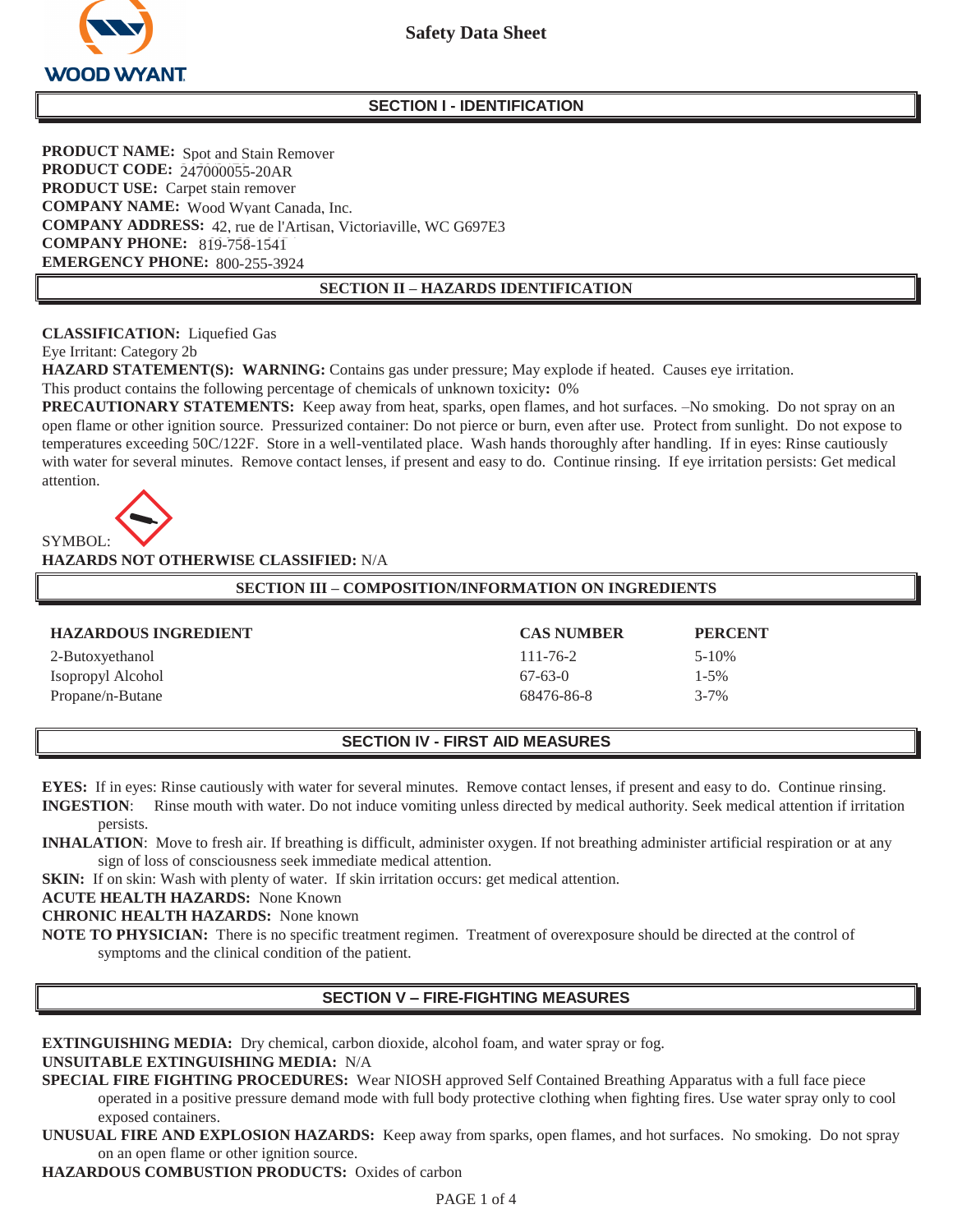**WOOD WYANT**

# Safety Data Sheet

## SECTION I - IDENTIFICATION

**PRODUCT NAME:** Spot and Stain Remover
**PRODUCT CODE:** 247000055-20AR
**PRODUCT USE:** Carpet stain remover
**COMPANY NAME:** Wood Wyant Canada, Inc.
**COMPANY ADDRESS:** 42, rue de l'Artisan, Victoriaville, WC G697E3
**COMPANY PHONE:** 819-758-1541
**EMERGENCY PHONE:** 800-255-3924

## SECTION II – HAZARDS IDENTIFICATION

**CLASSIFICATION:** Liquefied Gas
Eye Irritant: Category 2b
**HAZARD STATEMENT(S): WARNING:** Contains gas under pressure; May explode if heated. Causes eye irritation.
This product contains the following percentage of chemicals of unknown toxicity**:** 0%
**PRECAUTIONARY STATEMENTS:** Keep away from heat, sparks, open flames, and hot surfaces. –No smoking. Do not spray on an open flame or other ignition source. Pressurized container: Do not pierce or burn, even after use. Protect from sunlight. Do not expose to temperatures exceeding 50C/122F. Store in a well-ventilated place. Wash hands thoroughly after handling. If in eyes: Rinse cautiously with water for several minutes. Remove contact lenses, if present and easy to do. Continue rinsing. If eye irritation persists: Get medical attention.

SYMBOL:

**HAZARDS NOT OTHERWISE CLASSIFIED:** N/A

## SECTION III – COMPOSITION/INFORMATION ON INGREDIENTS

| HAZARDOUS INGREDIENT | CAS NUMBER | PERCENT |
|---|---|---|
| 2-Butoxyethanol | 111-76-2 | 5-10% |
| Isopropyl Alcohol | 67-63-0 | 1-5% |
| Propane/n-Butane | 68476-86-8 | 3-7% |

## SECTION IV - FIRST AID MEASURES

**EYES:** If in eyes: Rinse cautiously with water for several minutes. Remove contact lenses, if present and easy to do. Continue rinsing.
**INGESTION**: Rinse mouth with water. Do not induce vomiting unless directed by medical authority. Seek medical attention if irritation persists.
**INHALATION**: Move to fresh air. If breathing is difficult, administer oxygen. If not breathing administer artificial respiration or at any sign of loss of consciousness seek immediate medical attention.
**SKIN:** If on skin: Wash with plenty of water. If skin irritation occurs: get medical attention.
**ACUTE HEALTH HAZARDS:** None Known
**CHRONIC HEALTH HAZARDS:** None known
**NOTE TO PHYSICIAN:** There is no specific treatment regimen. Treatment of overexposure should be directed at the control of symptoms and the clinical condition of the patient.

## SECTION V – FIRE-FIGHTING MEASURES

**EXTINGUISHING MEDIA:** Dry chemical, carbon dioxide, alcohol foam, and water spray or fog.
**UNSUITABLE EXTINGUISHING MEDIA:** N/A
**SPECIAL FIRE FIGHTING PROCEDURES:** Wear NIOSH approved Self Contained Breathing Apparatus with a full face piece operated in a positive pressure demand mode with full body protective clothing when fighting fires. Use water spray only to cool exposed containers.
**UNUSUAL FIRE AND EXPLOSION HAZARDS:** Keep away from sparks, open flames, and hot surfaces. No smoking. Do not spray on an open flame or other ignition source.
**HAZARDOUS COMBUSTION PRODUCTS:** Oxides of carbon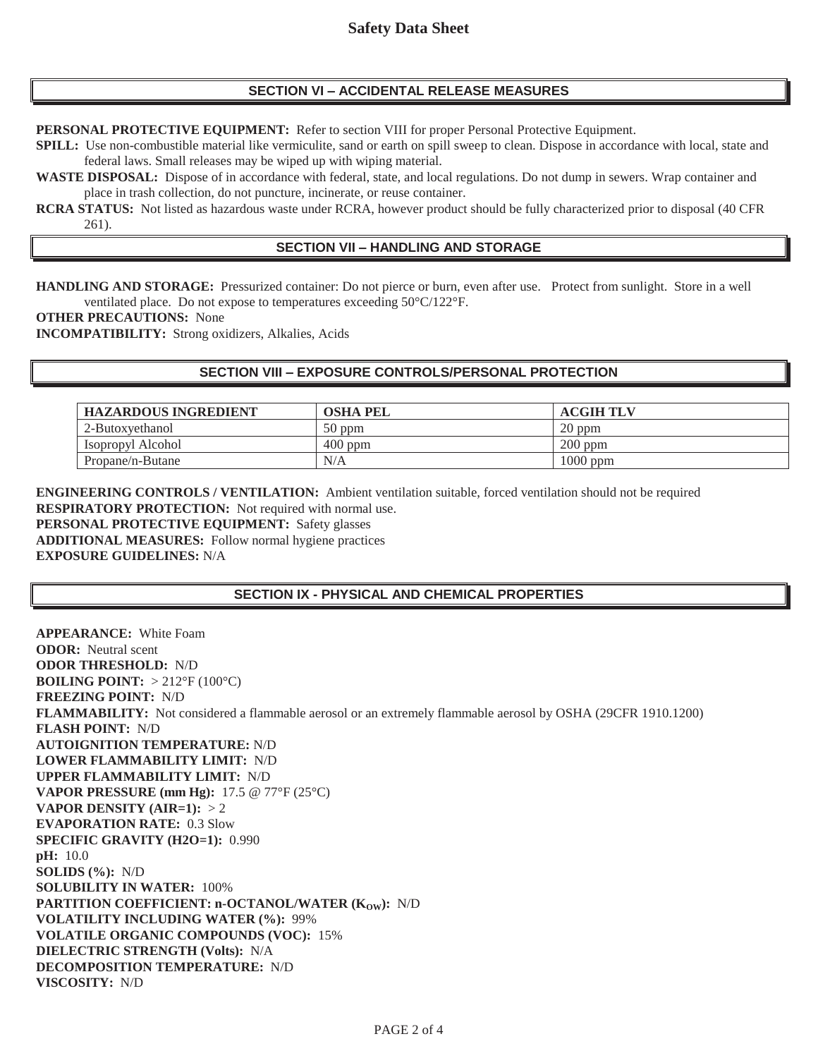## SECTION VI – ACCIDENTAL RELEASE MEASURES

**PERSONAL PROTECTIVE EQUIPMENT:** Refer to section VIII for proper Personal Protective Equipment.

**SPILL:** Use non-combustible material like vermiculite, sand or earth on spill sweep to clean. Dispose in accordance with local, state and federal laws. Small releases may be wiped up with wiping material.

**WASTE DISPOSAL:** Dispose of in accordance with federal, state, and local regulations. Do not dump in sewers. Wrap container and place in trash collection, do not puncture, incinerate, or reuse container.

**RCRA STATUS:** Not listed as hazardous waste under RCRA, however product should be fully characterized prior to disposal (40 CFR 261).

## SECTION VII – HANDLING AND STORAGE

**HANDLING AND STORAGE:** Pressurized container: Do not pierce or burn, even after use. Protect from sunlight. Store in a well ventilated place. Do not expose to temperatures exceeding 50°C/122°F.

**OTHER PRECAUTIONS:** None

**INCOMPATIBILITY:** Strong oxidizers, Alkalies, Acids

## SECTION VIII – EXPOSURE CONTROLS/PERSONAL PROTECTION

| HAZARDOUS INGREDIENT | OSHA PEL | ACGIH TLV |
|---|---|---|
| 2-Butoxyethanol | 50 ppm | 20 ppm |
| Isopropyl Alcohol | 400 ppm | 200 ppm |
| Propane/n-Butane | N/A | 1000 ppm |

**ENGINEERING CONTROLS / VENTILATION:** Ambient ventilation suitable, forced ventilation should not be required

**RESPIRATORY PROTECTION:** Not required with normal use.

**PERSONAL PROTECTIVE EQUIPMENT:** Safety glasses

**ADDITIONAL MEASURES:** Follow normal hygiene practices

**EXPOSURE GUIDELINES:** N/A

## SECTION IX - PHYSICAL AND CHEMICAL PROPERTIES

**APPEARANCE:** White Foam

**ODOR:** Neutral scent

**ODOR THRESHOLD:** N/D

**BOILING POINT:** > 212°F (100°C)

**FREEZING POINT:** N/D

**FLAMMABILITY:** Not considered a flammable aerosol or an extremely flammable aerosol by OSHA (29CFR 1910.1200)

**FLASH POINT:** N/D

**AUTOIGNITION TEMPERATURE:** N/D

**LOWER FLAMMABILITY LIMIT:** N/D

**UPPER FLAMMABILITY LIMIT:** N/D

**VAPOR PRESSURE (mm Hg):** 17.5 @ 77°F (25°C)

**VAPOR DENSITY (AIR=1):** > 2

**EVAPORATION RATE:** 0.3 Slow

**SPECIFIC GRAVITY (H2O=1):** 0.990

**pH:** 10.0

**SOLIDS (%):** N/D

**SOLUBILITY IN WATER:** 100%

**PARTITION COEFFICIENT: n-OCTANOL/WATER ($K_{OW}$):** N/D

**VOLATILITY INCLUDING WATER (%):** 99%

**VOLATILE ORGANIC COMPOUNDS (VOC):** 15%

**DIELECTRIC STRENGTH (Volts):** N/A

**DECOMPOSITION TEMPERATURE:** N/D

**VISCOSITY:** N/D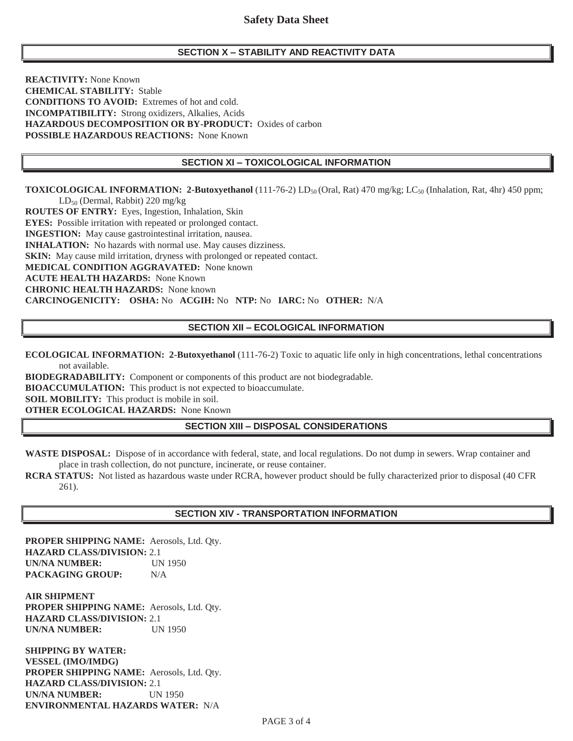# Safety Data Sheet

## SECTION X – STABILITY AND REACTIVITY DATA

**REACTIVITY:** None Known
**CHEMICAL STABILITY:** Stable
**CONDITIONS TO AVOID:** Extremes of hot and cold.
**INCOMPATIBILITY:** Strong oxidizers, Alkalies, Acids
**HAZARDOUS DECOMPOSITION OR BY-PRODUCT:** Oxides of carbon
**POSSIBLE HAZARDOUS REACTIONS:** None Known

## SECTION XI – TOXICOLOGICAL INFORMATION

**TOXICOLOGICAL INFORMATION: 2-Butoxyethanol** (111-76-2) $LD_{50}$ (Oral, Rat) 470 mg/kg; $LC_{50}$ (Inhalation, Rat, 4hr) 450 ppm; $LD_{50}$ (Dermal, Rabbit) 220 mg/kg
**ROUTES OF ENTRY:** Eyes, Ingestion, Inhalation, Skin
**EYES:** Possible irritation with repeated or prolonged contact.
**INGESTION:** May cause gastrointestinal irritation, nausea.
**INHALATION:** No hazards with normal use. May causes dizziness.
**SKIN:** May cause mild irritation, dryness with prolonged or repeated contact.
**MEDICAL CONDITION AGGRAVATED:** None known
**ACUTE HEALTH HAZARDS:** None Known
**CHRONIC HEALTH HAZARDS:** None known
**CARCINOGENICITY: OSHA:** No **ACGIH:** No **NTP:** No **IARC:** No **OTHER:** N/A

## SECTION XII – ECOLOGICAL INFORMATION

**ECOLOGICAL INFORMATION: 2-Butoxyethanol** (111-76-2) Toxic to aquatic life only in high concentrations, lethal concentrations not available.
**BIODEGRADABILITY:** Component or components of this product are not biodegradable.
**BIOACCUMULATION:** This product is not expected to bioaccumulate.
**SOIL MOBILITY:** This product is mobile in soil.
**OTHER ECOLOGICAL HAZARDS:** None Known

## SECTION XIII – DISPOSAL CONSIDERATIONS

**WASTE DISPOSAL:** Dispose of in accordance with federal, state, and local regulations. Do not dump in sewers. Wrap container and place in trash collection, do not puncture, incinerate, or reuse container.
**RCRA STATUS:** Not listed as hazardous waste under RCRA, however product should be fully characterized prior to disposal (40 CFR 261).

## SECTION XIV - TRANSPORTATION INFORMATION

**PROPER SHIPPING NAME:** Aerosols, Ltd. Qty.
**HAZARD CLASS/DIVISION:** 2.1
**UN/NA NUMBER:** UN 1950
**PACKAGING GROUP:** N/A

**AIR SHIPMENT**
**PROPER SHIPPING NAME:** Aerosols, Ltd. Qty.
**HAZARD CLASS/DIVISION:** 2.1
**UN/NA NUMBER:** UN 1950

**SHIPPING BY WATER:**
**VESSEL (IMO/IMDG)**
**PROPER SHIPPING NAME:** Aerosols, Ltd. Qty.
**HAZARD CLASS/DIVISION:** 2.1
**UN/NA NUMBER:** UN 1950
**ENVIRONMENTAL HAZARDS WATER:** N/A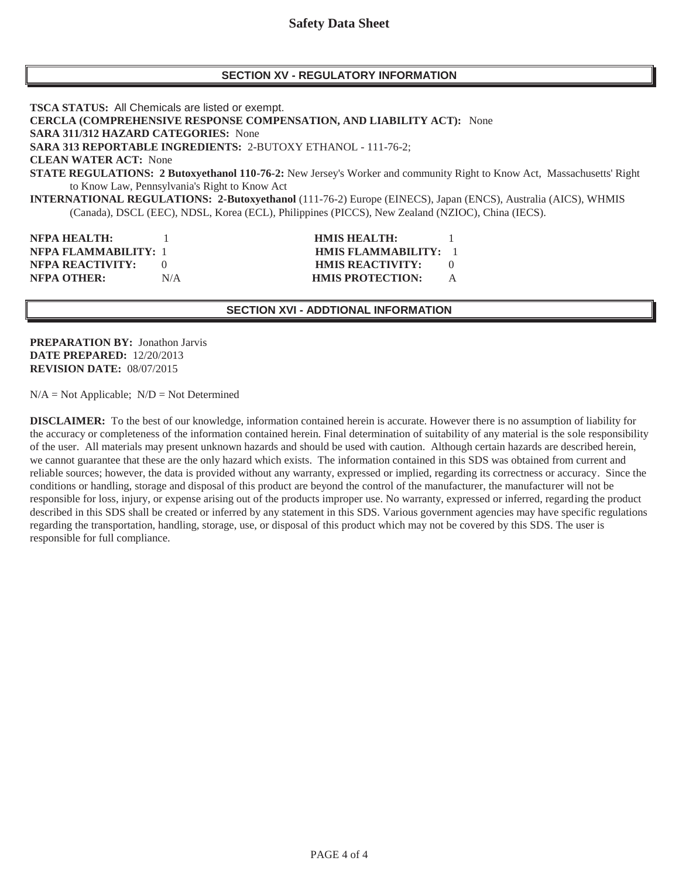## SECTION XV - REGULATORY INFORMATION

**TSCA STATUS:** All Chemicals are listed or exempt.
**CERCLA (COMPREHENSIVE RESPONSE COMPENSATION, AND LIABILITY ACT):** None
**SARA 311/312 HAZARD CATEGORIES:** None
**SARA 313 REPORTABLE INGREDIENTS:** 2-BUTOXY ETHANOL - 111-76-2;
**CLEAN WATER ACT:** None
**STATE REGULATIONS: 2 Butoxyethanol 110-76-2:** New Jersey's Worker and community Right to Know Act, Massachusetts' Right to Know Law, Pennsylvania's Right to Know Act
**INTERNATIONAL REGULATIONS: 2-Butoxyethanol** (111-76-2) Europe (EINECS), Japan (ENCS), Australia (AICS), WHMIS (Canada), DSCL (EEC), NDSL, Korea (ECL), Philippines (PICCS), New Zealand (NZIOC), China (IECS).

| | | | |
|---|---|---|---|
| **NFPA HEALTH:** | 1 | **HMIS HEALTH:** | 1 |
| **NFPA FLAMMABILITY:** | 1 | **HMIS FLAMMABILITY:** | 1 |
| **NFPA REACTIVITY:** | 0 | **HMIS REACTIVITY:** | 0 |
| **NFPA OTHER:** | N/A | **HMIS PROTECTION:** | A |

## SECTION XVI - ADDTIONAL INFORMATION

**PREPARATION BY:** Jonathon Jarvis
**DATE PREPARED:** 12/20/2013
**REVISION DATE:** 08/07/2015

N/A = Not Applicable; N/D = Not Determined

**DISCLAIMER:** To the best of our knowledge, information contained herein is accurate. However there is no assumption of liability for the accuracy or completeness of the information contained herein. Final determination of suitability of any material is the sole responsibility of the user. All materials may present unknown hazards and should be used with caution. Although certain hazards are described herein, we cannot guarantee that these are the only hazard which exists. The information contained in this SDS was obtained from current and reliable sources; however, the data is provided without any warranty, expressed or implied, regarding its correctness or accuracy. Since the conditions or handling, storage and disposal of this product are beyond the control of the manufacturer, the manufacturer will not be responsible for loss, injury, or expense arising out of the products improper use. No warranty, expressed or inferred, regarding the product described in this SDS shall be created or inferred by any statement in this SDS. Various government agencies may have specific regulations regarding the transportation, handling, storage, use, or disposal of this product which may not be covered by this SDS. The user is responsible for full compliance.